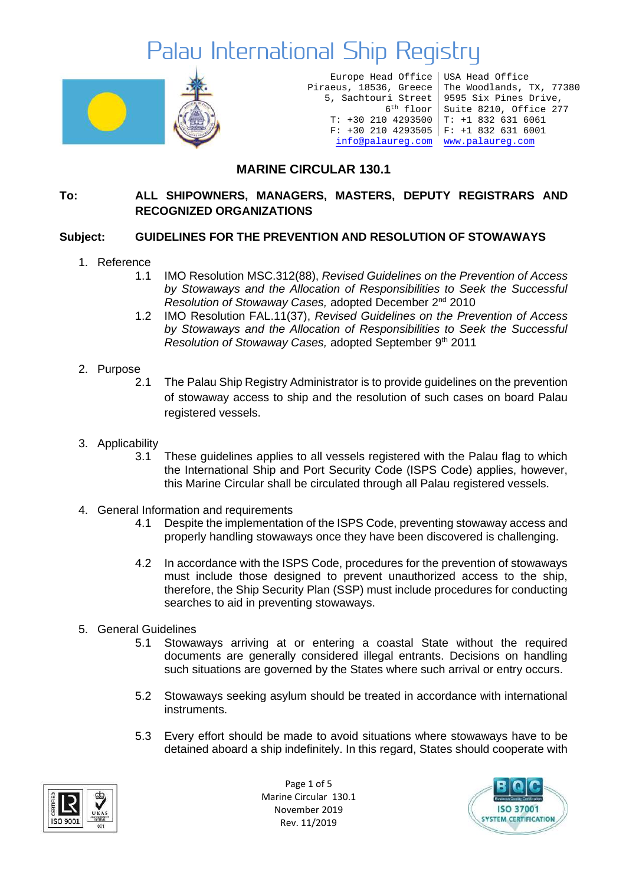# Palau International Ship Registry

Europe Head Office
Piraeus, 18536, Greece
5, Sachtouri Street
6th floor
T: +30 210 4293500
F: +30 210 4293505
info@palaureg.com

USA Head Office
The Woodlands, TX, 77380
9595 Six Pines Drive,
Suite 8210, Office 277
T: +1 832 631 6061
F: +1 832 631 6001
www.palaureg.com

## MARINE CIRCULAR 130.1

**To:** **ALL SHIPOWNERS, MANAGERS, MASTERS, DEPUTY REGISTRARS AND RECOGNIZED ORGANIZATIONS**

**Subject:** **GUIDELINES FOR THE PREVENTION AND RESOLUTION OF STOWAWAYS**

1. Reference
   - 1.1 IMO Resolution MSC.312(88), *Revised Guidelines on the Prevention of Access by Stowaways and the Allocation of Responsibilities to Seek the Successful Resolution of Stowaway Cases,* adopted December 2nd 2010
   - 1.2 IMO Resolution FAL.11(37), *Revised Guidelines on the Prevention of Access by Stowaways and the Allocation of Responsibilities to Seek the Successful Resolution of Stowaway Cases,* adopted September 9th 2011

2. Purpose
   - 2.1 The Palau Ship Registry Administrator is to provide guidelines on the prevention of stowaway access to ship and the resolution of such cases on board Palau registered vessels.

3. Applicability
   - 3.1 These guidelines applies to all vessels registered with the Palau flag to which the International Ship and Port Security Code (ISPS Code) applies, however, this Marine Circular shall be circulated through all Palau registered vessels.

4. General Information and requirements
   - 4.1 Despite the implementation of the ISPS Code, preventing stowaway access and properly handling stowaways once they have been discovered is challenging.
   - 4.2 In accordance with the ISPS Code, procedures for the prevention of stowaways must include those designed to prevent unauthorized access to the ship, therefore, the Ship Security Plan (SSP) must include procedures for conducting searches to aid in preventing stowaways.

5. General Guidelines
   - 5.1 Stowaways arriving at or entering a coastal State without the required documents are generally considered illegal entrants. Decisions on handling such situations are governed by the States where such arrival or entry occurs.
   - 5.2 Stowaways seeking asylum should be treated in accordance with international instruments.
   - 5.3 Every effort should be made to avoid situations where stowaways have to be detained aboard a ship indefinitely. In this regard, States should cooperate with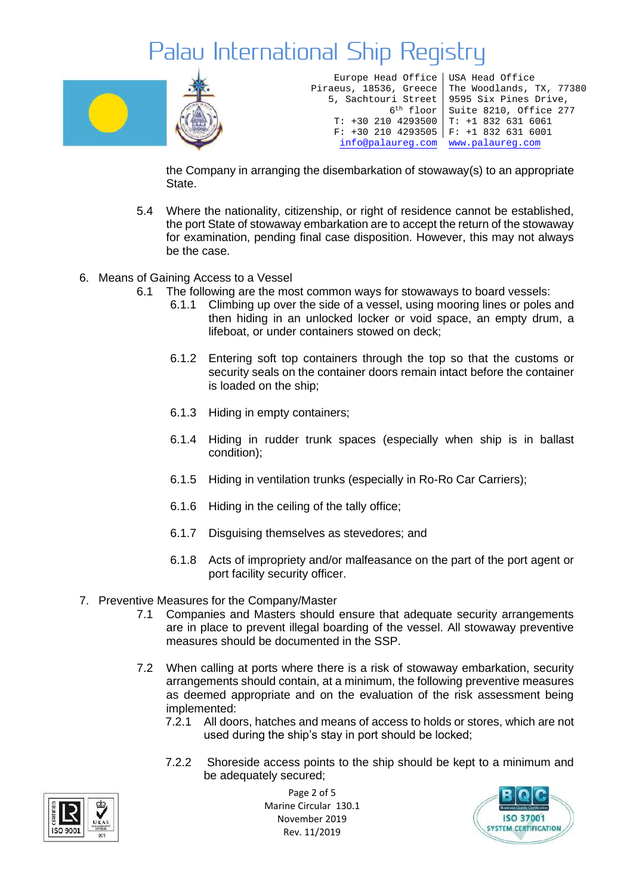the Company in arranging the disembarkation of stowaway(s) to an appropriate State.

5.4 Where the nationality, citizenship, or right of residence cannot be established, the port State of stowaway embarkation are to accept the return of the stowaway for examination, pending final case disposition. However, this may not always be the case.

6. Means of Gaining Access to a Vessel

6.1 The following are the most common ways for stowaways to board vessels:

6.1.1 Climbing up over the side of a vessel, using mooring lines or poles and then hiding in an unlocked locker or void space, an empty drum, a lifeboat, or under containers stowed on deck;

6.1.2 Entering soft top containers through the top so that the customs or security seals on the container doors remain intact before the container is loaded on the ship;

6.1.3 Hiding in empty containers;

6.1.4 Hiding in rudder trunk spaces (especially when ship is in ballast condition);

6.1.5 Hiding in ventilation trunks (especially in Ro-Ro Car Carriers);

6.1.6 Hiding in the ceiling of the tally office;

6.1.7 Disguising themselves as stevedores; and

6.1.8 Acts of impropriety and/or malfeasance on the part of the port agent or port facility security officer.

7. Preventive Measures for the Company/Master

7.1 Companies and Masters should ensure that adequate security arrangements are in place to prevent illegal boarding of the vessel. All stowaway preventive measures should be documented in the SSP.

7.2 When calling at ports where there is a risk of stowaway embarkation, security arrangements should contain, at a minimum, the following preventive measures as deemed appropriate and on the evaluation of the risk assessment being implemented:

7.2.1 All doors, hatches and means of access to holds or stores, which are not used during the ship's stay in port should be locked;

7.2.2 Shoreside access points to the ship should be kept to a minimum and be adequately secured;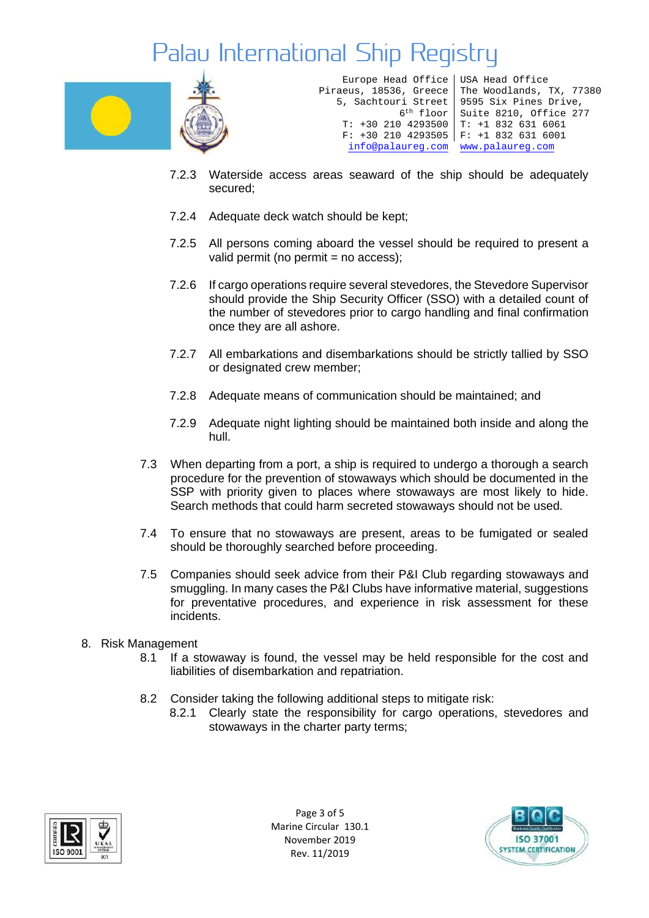7.2.3 Waterside access areas seaward of the ship should be adequately secured;

7.2.4 Adequate deck watch should be kept;

7.2.5 All persons coming aboard the vessel should be required to present a valid permit (no permit = no access);

7.2.6 If cargo operations require several stevedores, the Stevedore Supervisor should provide the Ship Security Officer (SSO) with a detailed count of the number of stevedores prior to cargo handling and final confirmation once they are all ashore.

7.2.7 All embarkations and disembarkations should be strictly tallied by SSO or designated crew member;

7.2.8 Adequate means of communication should be maintained; and

7.2.9 Adequate night lighting should be maintained both inside and along the hull.

7.3 When departing from a port, a ship is required to undergo a thorough a search procedure for the prevention of stowaways which should be documented in the SSP with priority given to places where stowaways are most likely to hide. Search methods that could harm secreted stowaways should not be used.

7.4 To ensure that no stowaways are present, areas to be fumigated or sealed should be thoroughly searched before proceeding.

7.5 Companies should seek advice from their P&I Club regarding stowaways and smuggling. In many cases the P&I Clubs have informative material, suggestions for preventative procedures, and experience in risk assessment for these incidents.

8. Risk Management

8.1 If a stowaway is found, the vessel may be held responsible for the cost and liabilities of disembarkation and repatriation.

8.2 Consider taking the following additional steps to mitigate risk:

8.2.1 Clearly state the responsibility for cargo operations, stevedores and stowaways in the charter party terms;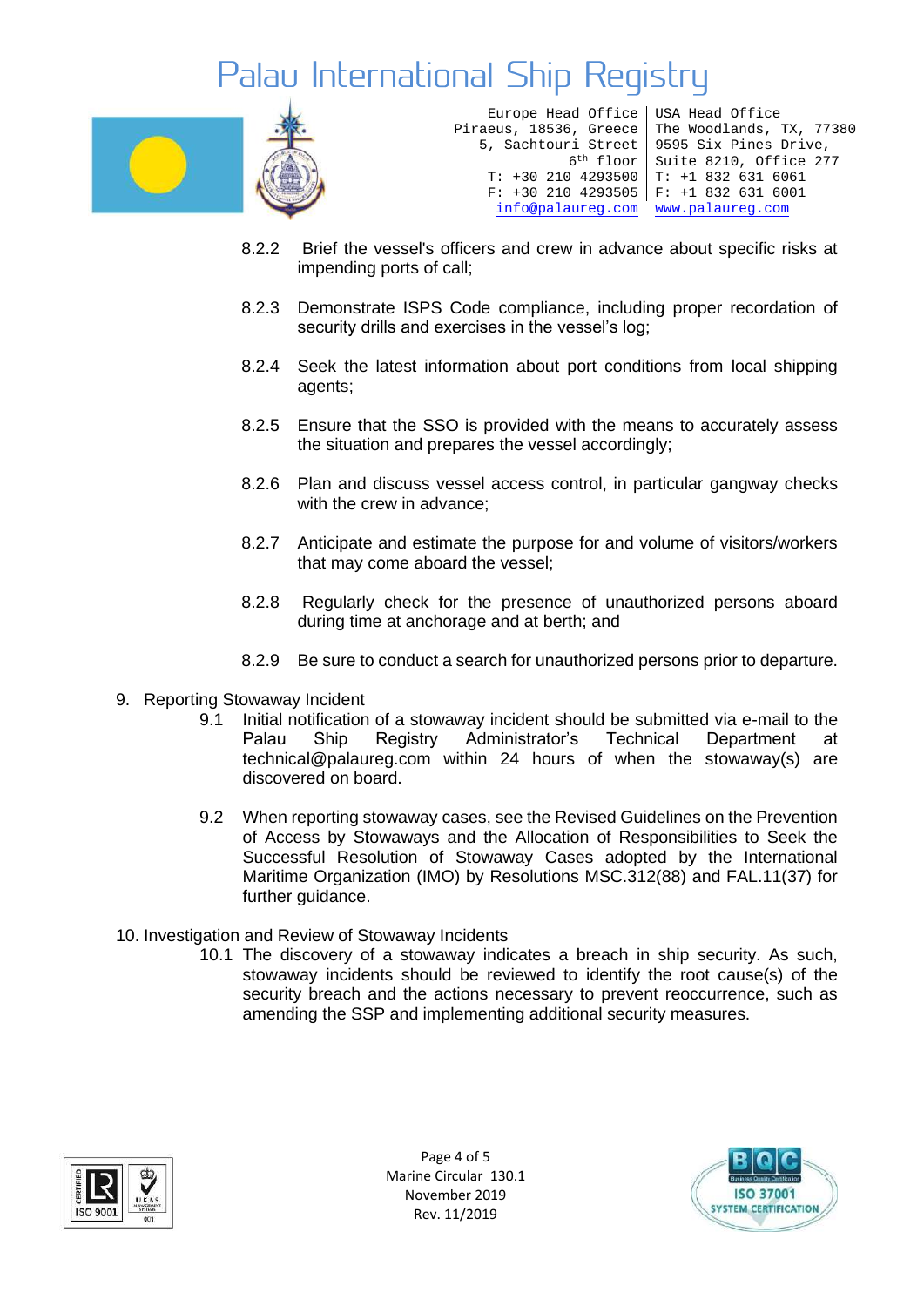8.2.2 Brief the vessel's officers and crew in advance about specific risks at impending ports of call;

8.2.3 Demonstrate ISPS Code compliance, including proper recordation of security drills and exercises in the vessel's log;

8.2.4 Seek the latest information about port conditions from local shipping agents;

8.2.5 Ensure that the SSO is provided with the means to accurately assess the situation and prepares the vessel accordingly;

8.2.6 Plan and discuss vessel access control, in particular gangway checks with the crew in advance;

8.2.7 Anticipate and estimate the purpose for and volume of visitors/workers that may come aboard the vessel;

8.2.8 Regularly check for the presence of unauthorized persons aboard during time at anchorage and at berth; and

8.2.9 Be sure to conduct a search for unauthorized persons prior to departure.

9. Reporting Stowaway Incident

9.1 Initial notification of a stowaway incident should be submitted via e-mail to the Palau Ship Registry Administrator's Technical Department at technical@palaureg.com within 24 hours of when the stowaway(s) are discovered on board.

9.2 When reporting stowaway cases, see the Revised Guidelines on the Prevention of Access by Stowaways and the Allocation of Responsibilities to Seek the Successful Resolution of Stowaway Cases adopted by the International Maritime Organization (IMO) by Resolutions MSC.312(88) and FAL.11(37) for further guidance.

10. Investigation and Review of Stowaway Incidents

10.1 The discovery of a stowaway indicates a breach in ship security. As such, stowaway incidents should be reviewed to identify the root cause(s) of the security breach and the actions necessary to prevent reoccurrence, such as amending the SSP and implementing additional security measures.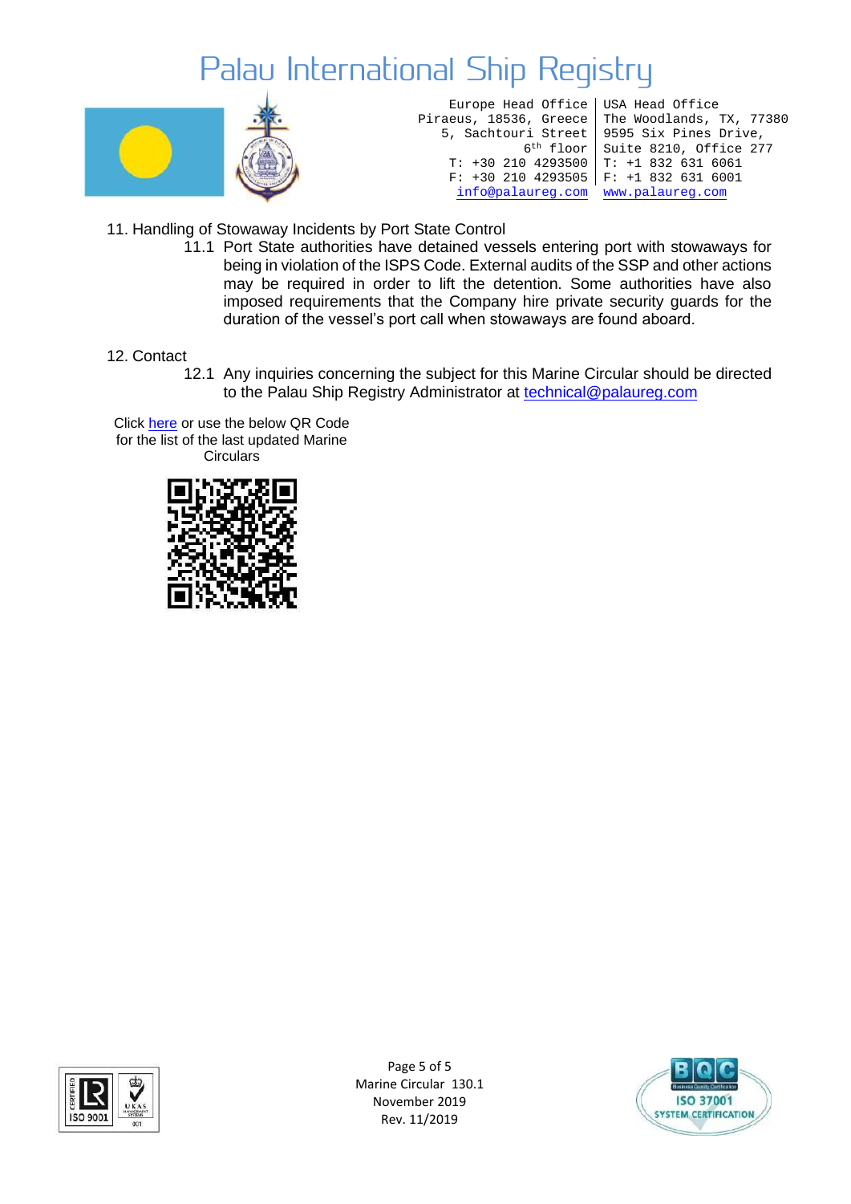11. Handling of Stowaway Incidents by Port State Control

11.1 Port State authorities have detained vessels entering port with stowaways for being in violation of the ISPS Code. External audits of the SSP and other actions may be required in order to lift the detention. Some authorities have also imposed requirements that the Company hire private security guards for the duration of the vessel's port call when stowaways are found aboard.

12. Contact

12.1 Any inquiries concerning the subject for this Marine Circular should be directed to the Palau Ship Registry Administrator at technical@palaureg.com

Click here or use the below QR Code for the list of the last updated Marine Circulars